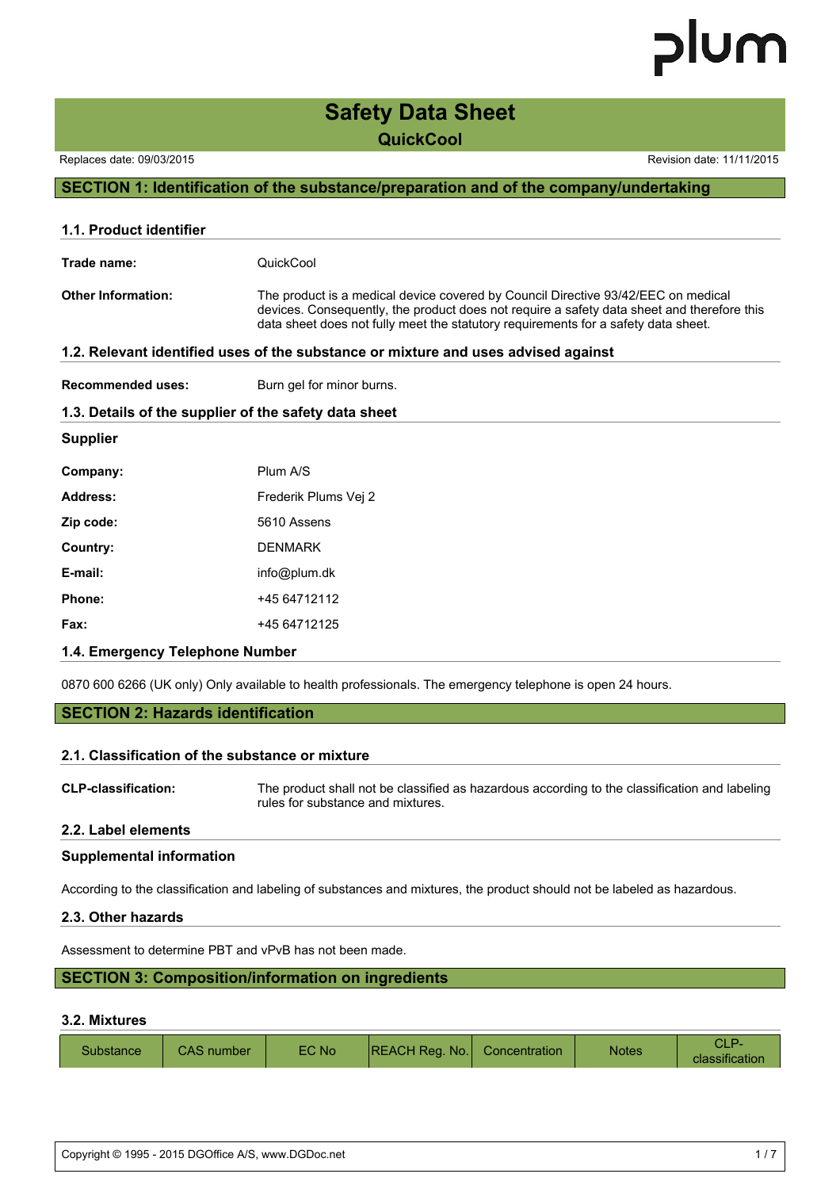# Safety Data Sheet

## QuickCool

Replaces date: 09/03/2015

Revision date: 11/11/2015

## SECTION 1: Identification of the substance/preparation and of the company/undertaking

### 1.1. Product identifier

**Trade name:** QuickCool

**Other Information:** The product is a medical device covered by Council Directive 93/42/EEC on medical devices. Consequently, the product does not require a safety data sheet and therefore this data sheet does not fully meet the statutory requirements for a safety data sheet.

### 1.2. Relevant identified uses of the substance or mixture and uses advised against

**Recommended uses:** Burn gel for minor burns.

### 1.3. Details of the supplier of the safety data sheet

**Supplier**

**Company:** Plum A/S

**Address:** Frederik Plums Vej 2

**Zip code:** 5610 Assens

**Country:** DENMARK

**E-mail:** info@plum.dk

**Phone:** +45 64712112

**Fax:** +45 64712125

### 1.4. Emergency Telephone Number

0870 600 6266 (UK only) Only available to health professionals. The emergency telephone is open 24 hours.

## SECTION 2: Hazards identification

### 2.1. Classification of the substance or mixture

**CLP-classification:** The product shall not be classified as hazardous according to the classification and labeling rules for substance and mixtures.

### 2.2. Label elements

**Supplemental information**

According to the classification and labeling of substances and mixtures, the product should not be labeled as hazardous.

### 2.3. Other hazards

Assessment to determine PBT and vPvB has not been made.

## SECTION 3: Composition/information on ingredients

### 3.2. Mixtures

| Substance | CAS number | EC No | REACH Reg. No. | Concentration | Notes | CLP-classification |
|---|---|---|---|---|---|---|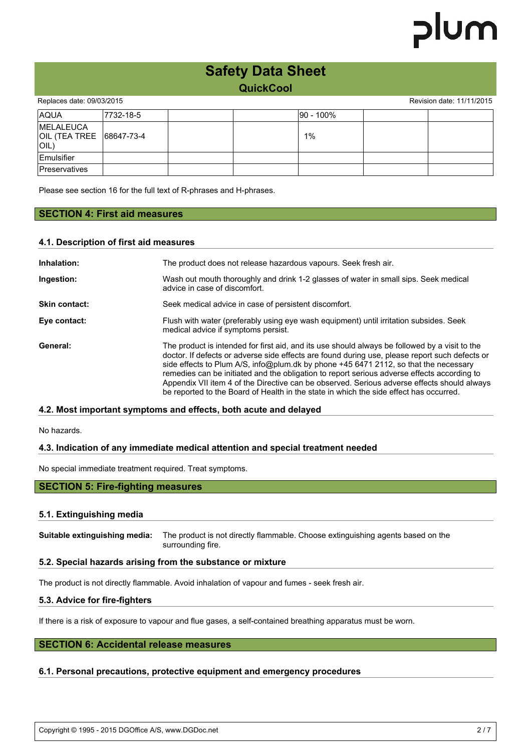| AQUA | 7732-18-5 | | | 90 - 100% | | |
|---|---|---|---|---|---|---|
| MELALEUCA OIL (TEA TREE OIL) | 68647-73-4 | | | 1% | | |
| Emulsifier | | | | | | |
| Preservatives | | | | | | |

Please see section 16 for the full text of R-phrases and H-phrases.

## SECTION 4: First aid measures

### 4.1. Description of first aid measures

**Inhalation:** The product does not release hazardous vapours. Seek fresh air.

**Ingestion:** Wash out mouth thoroughly and drink 1-2 glasses of water in small sips. Seek medical advice in case of discomfort.

**Skin contact:** Seek medical advice in case of persistent discomfort.

**Eye contact:** Flush with water (preferably using eye wash equipment) until irritation subsides. Seek medical advice if symptoms persist.

**General:** The product is intended for first aid, and its use should always be followed by a visit to the doctor. If defects or adverse side effects are found during use, please report such defects or side effects to Plum A/S, info@plum.dk by phone +45 6471 2112, so that the necessary remedies can be initiated and the obligation to report serious adverse effects according to Appendix VII item 4 of the Directive can be observed. Serious adverse effects should always be reported to the Board of Health in the state in which the side effect has occurred.

### 4.2. Most important symptoms and effects, both acute and delayed

No hazards.

### 4.3. Indication of any immediate medical attention and special treatment needed

No special immediate treatment required. Treat symptoms.

## SECTION 5: Fire-fighting measures

### 5.1. Extinguishing media

**Suitable extinguishing media:** The product is not directly flammable. Choose extinguishing agents based on the surrounding fire.

### 5.2. Special hazards arising from the substance or mixture

The product is not directly flammable. Avoid inhalation of vapour and fumes - seek fresh air.

### 5.3. Advice for fire-fighters

If there is a risk of exposure to vapour and flue gases, a self-contained breathing apparatus must be worn.

## SECTION 6: Accidental release measures

### 6.1. Personal precautions, protective equipment and emergency procedures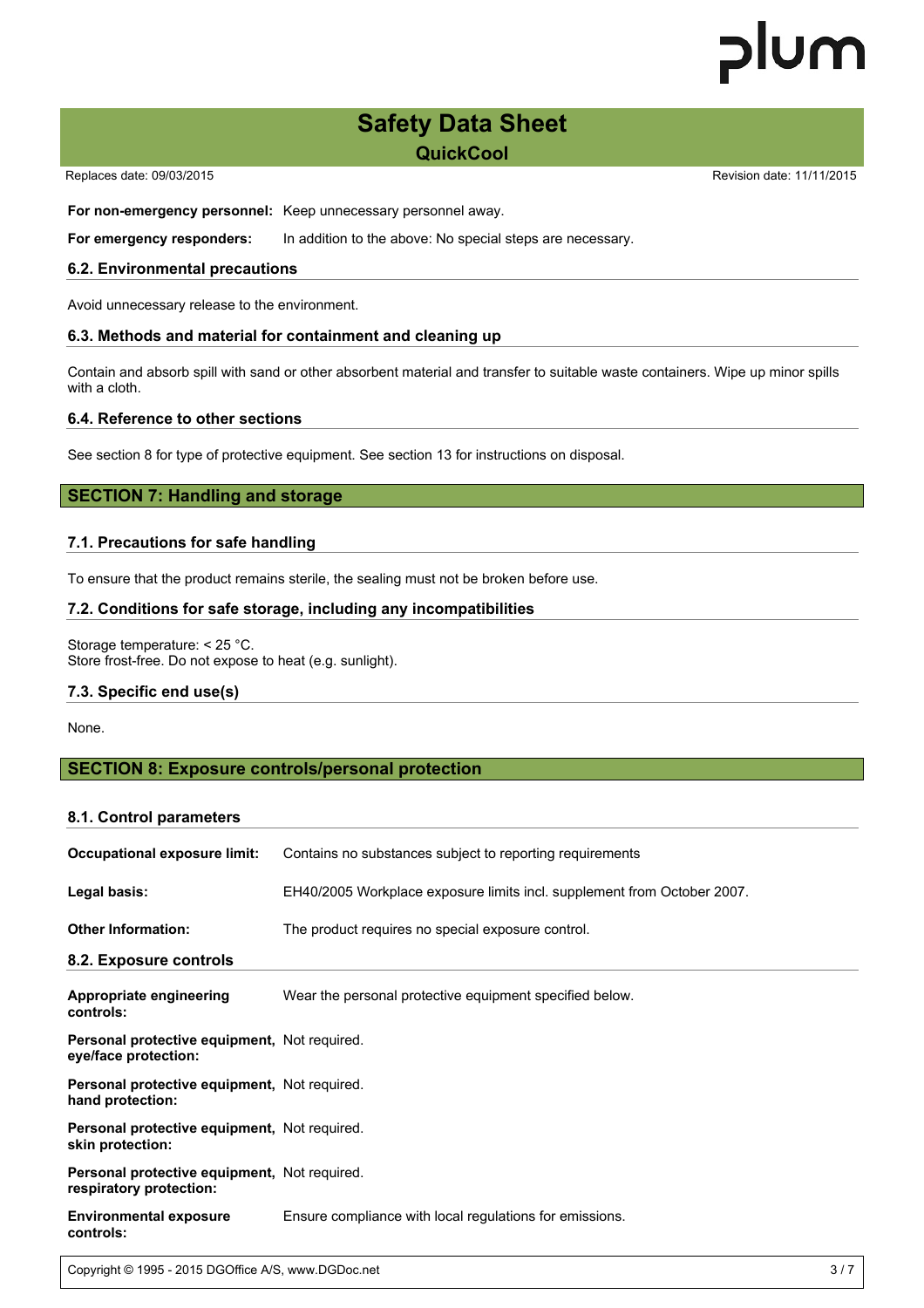**For non-emergency personnel:** Keep unnecessary personnel away.

**For emergency responders:** In addition to the above: No special steps are necessary.

### 6.2. Environmental precautions

Avoid unnecessary release to the environment.

### 6.3. Methods and material for containment and cleaning up

Contain and absorb spill with sand or other absorbent material and transfer to suitable waste containers. Wipe up minor spills with a cloth.

### 6.4. Reference to other sections

See section 8 for type of protective equipment. See section 13 for instructions on disposal.

## SECTION 7: Handling and storage

### 7.1. Precautions for safe handling

To ensure that the product remains sterile, the sealing must not be broken before use.

### 7.2. Conditions for safe storage, including any incompatibilities

Storage temperature: < 25 °C.
Store frost-free. Do not expose to heat (e.g. sunlight).

### 7.3. Specific end use(s)

None.

## SECTION 8: Exposure controls/personal protection

### 8.1. Control parameters

**Occupational exposure limit:** Contains no substances subject to reporting requirements

**Legal basis:** EH40/2005 Workplace exposure limits incl. supplement from October 2007.

**Other Information:** The product requires no special exposure control.

### 8.2. Exposure controls

**Appropriate engineering controls:** Wear the personal protective equipment specified below.

**Personal protective equipment, eye/face protection:** Not required.

**Personal protective equipment, hand protection:** Not required.

**Personal protective equipment, skin protection:** Not required.

**Personal protective equipment, respiratory protection:** Not required.

**Environmental exposure controls:** Ensure compliance with local regulations for emissions.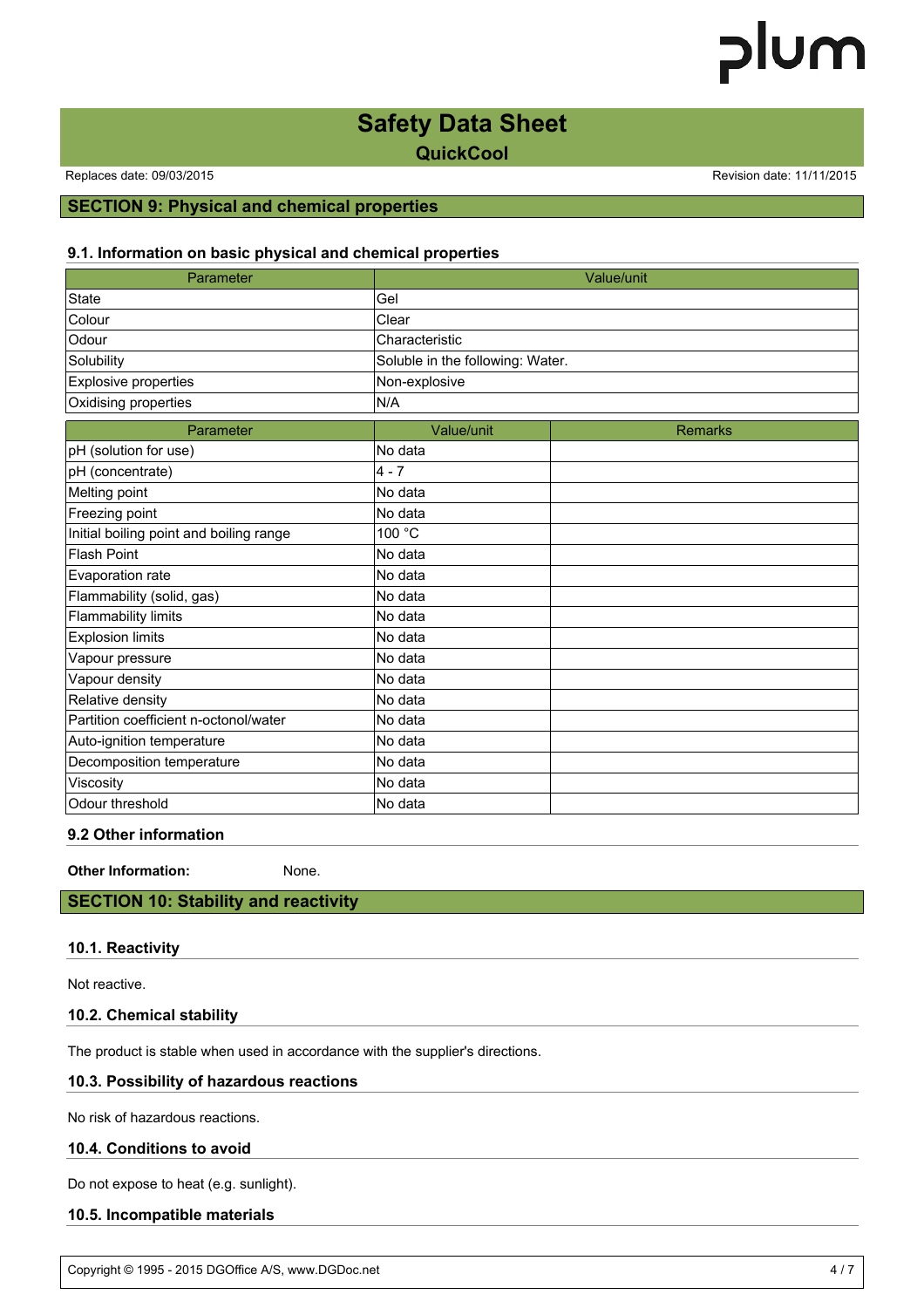## SECTION 9: Physical and chemical properties

### 9.1. Information on basic physical and chemical properties

| Parameter | Value/unit |
|---|---|
| State | Gel |
| Colour | Clear |
| Odour | Characteristic |
| Solubility | Soluble in the following: Water. |
| Explosive properties | Non-explosive |
| Oxidising properties | N/A |

| Parameter | Value/unit | Remarks |
|---|---|---|
| pH (solution for use) | No data | |
| pH (concentrate) | 4 - 7 | |
| Melting point | No data | |
| Freezing point | No data | |
| Initial boiling point and boiling range | 100 °C | |
| Flash Point | No data | |
| Evaporation rate | No data | |
| Flammability (solid, gas) | No data | |
| Flammability limits | No data | |
| Explosion limits | No data | |
| Vapour pressure | No data | |
| Vapour density | No data | |
| Relative density | No data | |
| Partition coefficient n-octonol/water | No data | |
| Auto-ignition temperature | No data | |
| Decomposition temperature | No data | |
| Viscosity | No data | |
| Odour threshold | No data | |

### 9.2 Other information

**Other Information:** None.

## SECTION 10: Stability and reactivity

### 10.1. Reactivity

Not reactive.

### 10.2. Chemical stability

The product is stable when used in accordance with the supplier's directions.

### 10.3. Possibility of hazardous reactions

No risk of hazardous reactions.

### 10.4. Conditions to avoid

Do not expose to heat (e.g. sunlight).

### 10.5. Incompatible materials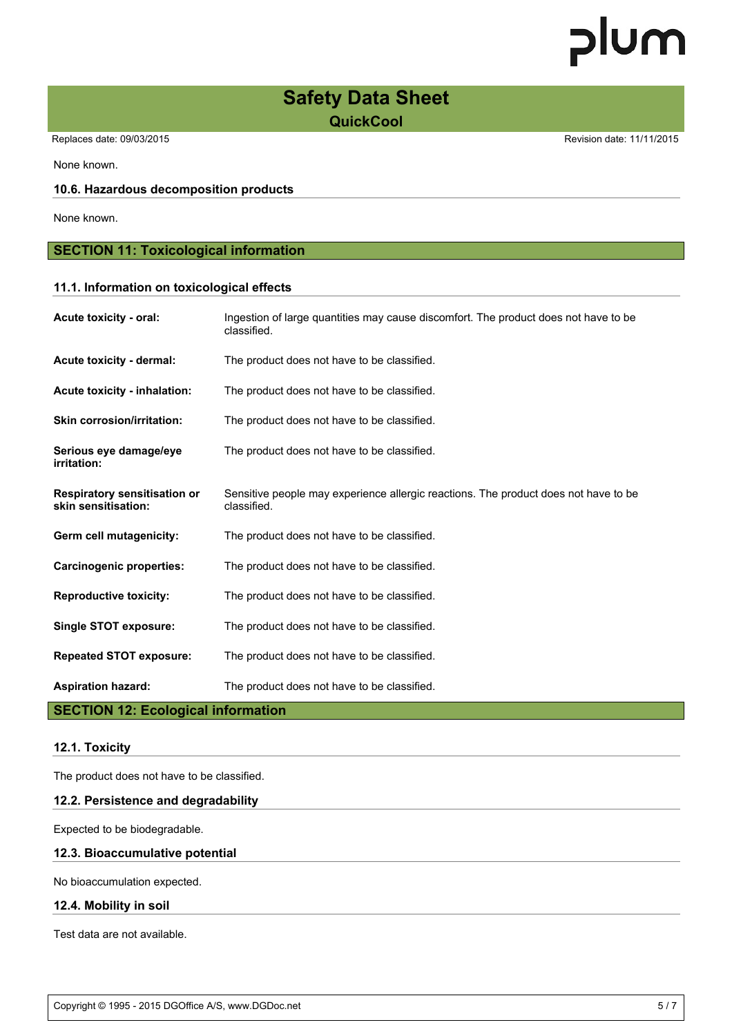None known.

### 10.6. Hazardous decomposition products

None known.

## SECTION 11: Toxicological information

### 11.1. Information on toxicological effects

| | |
|---|---|
| **Acute toxicity - oral:** | Ingestion of large quantities may cause discomfort. The product does not have to be classified. |
| **Acute toxicity - dermal:** | The product does not have to be classified. |
| **Acute toxicity - inhalation:** | The product does not have to be classified. |
| **Skin corrosion/irritation:** | The product does not have to be classified. |
| **Serious eye damage/eye irritation:** | The product does not have to be classified. |
| **Respiratory sensitisation or skin sensitisation:** | Sensitive people may experience allergic reactions. The product does not have to be classified. |
| **Germ cell mutagenicity:** | The product does not have to be classified. |
| **Carcinogenic properties:** | The product does not have to be classified. |
| **Reproductive toxicity:** | The product does not have to be classified. |
| **Single STOT exposure:** | The product does not have to be classified. |
| **Repeated STOT exposure:** | The product does not have to be classified. |
| **Aspiration hazard:** | The product does not have to be classified. |

## SECTION 12: Ecological information

### 12.1. Toxicity

The product does not have to be classified.

### 12.2. Persistence and degradability

Expected to be biodegradable.

### 12.3. Bioaccumulative potential

No bioaccumulation expected.

### 12.4. Mobility in soil

Test data are not available.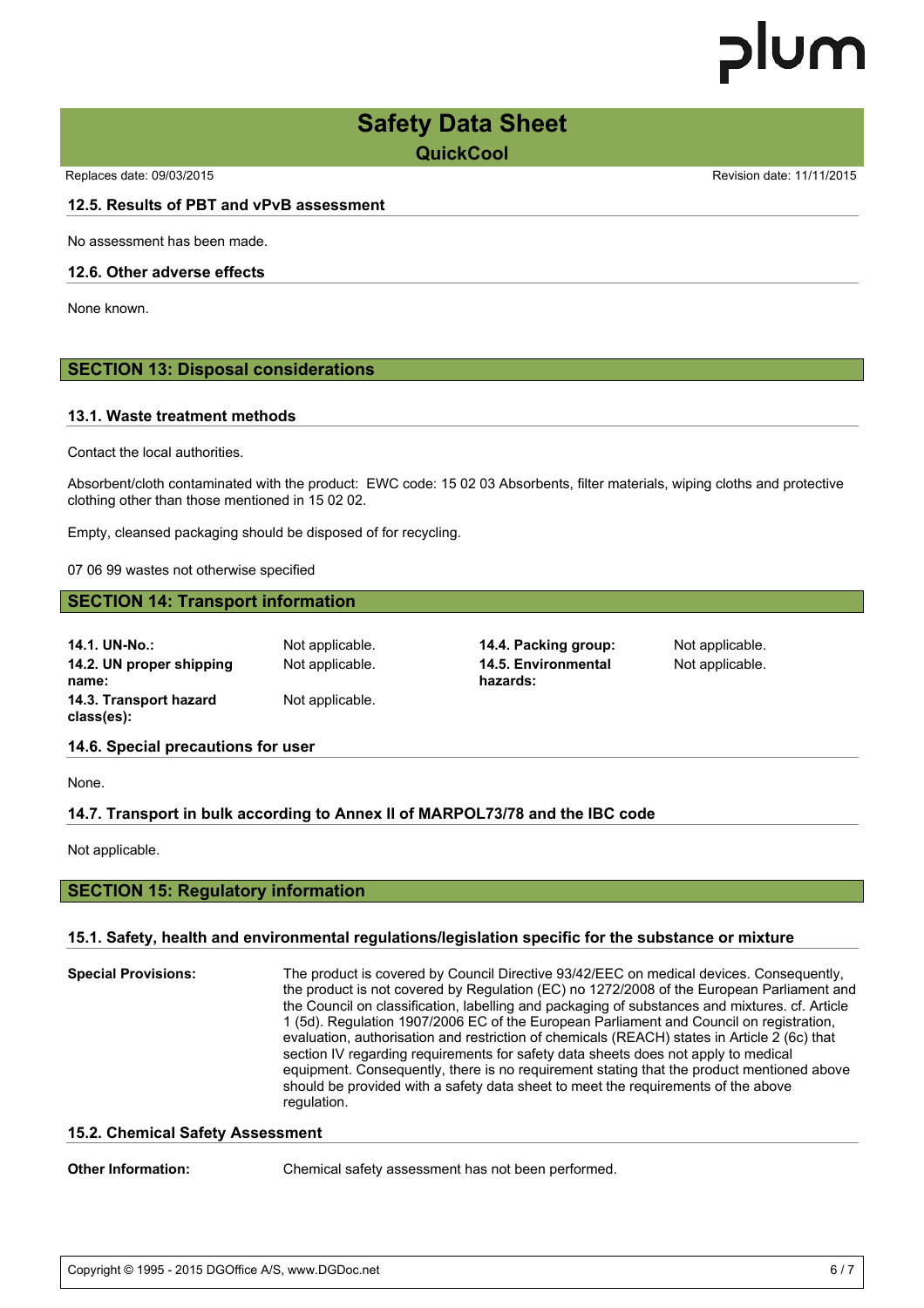### 12.5. Results of PBT and vPvB assessment

No assessment has been made.

### 12.6. Other adverse effects

None known.

## SECTION 13: Disposal considerations

### 13.1. Waste treatment methods

Contact the local authorities.

Absorbent/cloth contaminated with the product: EWC code: 15 02 03 Absorbents, filter materials, wiping cloths and protective clothing other than those mentioned in 15 02 02.

Empty, cleansed packaging should be disposed of for recycling.

07 06 99 wastes not otherwise specified

## SECTION 14: Transport information

| | | | |
|---|---|---|---|
| **14.1. UN-No.:** | Not applicable. | **14.4. Packing group:** | Not applicable. |
| **14.2. UN proper shipping name:** | Not applicable. | **14.5. Environmental hazards:** | Not applicable. |
| **14.3. Transport hazard class(es):** | Not applicable. | | |

### 14.6. Special precautions for user

None.

### 14.7. Transport in bulk according to Annex II of MARPOL73/78 and the IBC code

Not applicable.

## SECTION 15: Regulatory information

### 15.1. Safety, health and environmental regulations/legislation specific for the substance or mixture

**Special Provisions:** The product is covered by Council Directive 93/42/EEC on medical devices. Consequently, the product is not covered by Regulation (EC) no 1272/2008 of the European Parliament and the Council on classification, labelling and packaging of substances and mixtures. cf. Article 1 (5d). Regulation 1907/2006 EC of the European Parliament and Council on registration, evaluation, authorisation and restriction of chemicals (REACH) states in Article 2 (6c) that section IV regarding requirements for safety data sheets does not apply to medical equipment. Consequently, there is no requirement stating that the product mentioned above should be provided with a safety data sheet to meet the requirements of the above regulation.

### 15.2. Chemical Safety Assessment

**Other Information:** Chemical safety assessment has not been performed.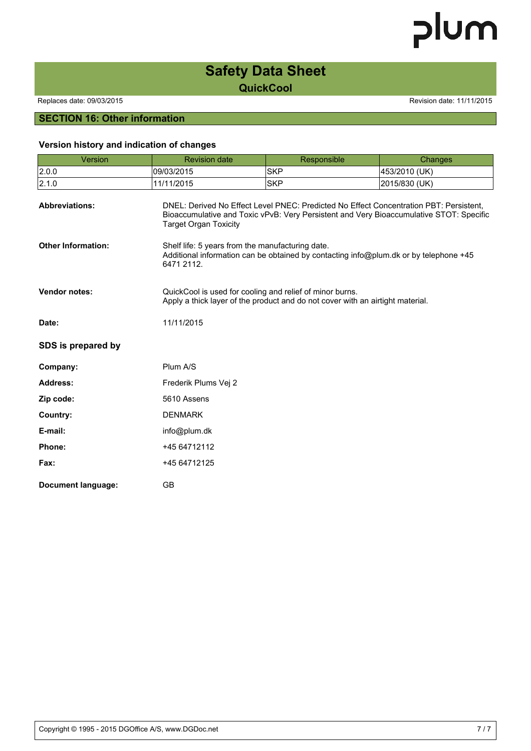# Safety Data Sheet

**QuickCool**

Replaces date: 09/03/2015 Revision date: 11/11/2015

## SECTION 16: Other information

### Version history and indication of changes

| Version | Revision date | Responsible | Changes |
|---|---|---|---|
| 2.0.0 | 09/03/2015 | SKP | 453/2010 (UK) |
| 2.1.0 | 11/11/2015 | SKP | 2015/830 (UK) |

**Abbreviations:** DNEL: Derived No Effect Level PNEC: Predicted No Effect Concentration PBT: Persistent, Bioaccumulative and Toxic vPvB: Very Persistent and Very Bioaccumulative STOT: Specific Target Organ Toxicity

**Other Information:** Shelf life: 5 years from the manufacturing date.
Additional information can be obtained by contacting info@plum.dk or by telephone +45 6471 2112.

**Vendor notes:** QuickCool is used for cooling and relief of minor burns.
Apply a thick layer of the product and do not cover with an airtight material.

**Date:** 11/11/2015

### SDS is prepared by

**Company:** Plum A/S

**Address:** Frederik Plums Vej 2

**Zip code:** 5610 Assens

**Country:** DENMARK

**E-mail:** info@plum.dk

**Phone:** +45 64712112

**Fax:** +45 64712125

**Document language:** GB

Copyright © 1995 - 2015 DGOffice A/S, www.DGDoc.net